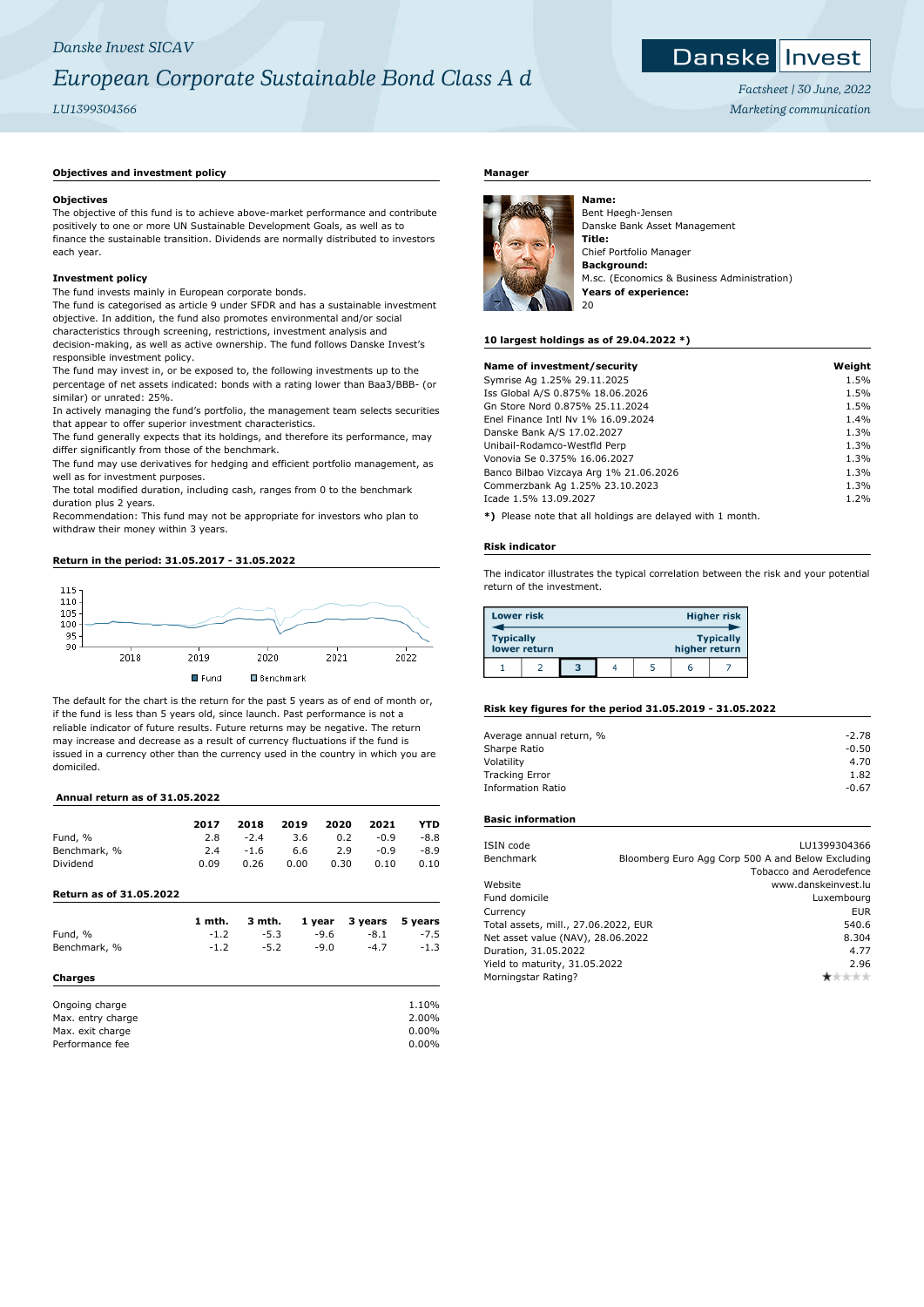*Danske Invest SICAV*

# European Corporate Sustainable Bond Class A d

*LU1399304366*

*Factsheet | 30 June, 2022*

*Marketing communication*

### Objectives and investment policy

**Objectives**

The objective of this fund is to achieve above-market performance and contribute positively to one or more UN Sustainable Development Goals, as well as to finance the sustainable transition. Dividends are normally distributed to investors each year.

**Investment policy**

The fund invests mainly in European corporate bonds.

The fund is categorised as article 9 under SFDR and has a sustainable investment objective. In addition, the fund also promotes environmental and/or social characteristics through screening, restrictions, investment analysis and decision-making, as well as active ownership. The fund follows Danske Invest's responsible investment policy.

The fund may invest in, or be exposed to, the following investments up to the percentage of net assets indicated: bonds with a rating lower than Baa3/BBB- (or similar) or unrated: 25%.

In actively managing the fund's portfolio, the management team selects securities that appear to offer superior investment characteristics.

The fund generally expects that its holdings, and therefore its performance, may differ significantly from those of the benchmark.

The fund may use derivatives for hedging and efficient portfolio management, as well as for investment purposes.

The total modified duration, including cash, ranges from 0 to the benchmark duration plus 2 years.

Recommendation: This fund may not be appropriate for investors who plan to withdraw their money within 3 years.

### Return in the period: 31.05.2017 - 31.05.2022

Fund / Benchmark

The default for the chart is the return for the past 5 years as of end of month or, if the fund is less than 5 years old, since launch. Past performance is not a reliable indicator of future results. Future returns may be negative. The return may increase and decrease as a result of currency fluctuations if the fund is issued in a currency other than the currency used in the country in which you are domiciled.

### Annual return as of 31.05.2022

| | 2017 | 2018 | 2019 | 2020 | 2021 | YTD |
|---|---|---|---|---|---|---|
| Fund, % | 2.8 | -2.4 | 3.6 | 0.2 | -0.9 | -8.8 |
| Benchmark, % | 2.4 | -1.6 | 6.6 | 2.9 | -0.9 | -8.9 |
| Dividend | 0.09 | 0.26 | 0.00 | 0.30 | 0.10 | 0.10 |

### Return as of 31.05.2022

| | 1 mth. | 3 mth. | 1 year | 3 years | 5 years |
|---|---|---|---|---|---|
| Fund, % | -1.2 | -5.3 | -9.6 | -8.1 | -7.5 |
| Benchmark, % | -1.2 | -5.2 | -9.0 | -4.7 | -1.3 |

### Charges

| | |
|---|---|
| Ongoing charge | 1.10% |
| Max. entry charge | 2.00% |
| Max. exit charge | 0.00% |
| Performance fee | 0.00% |

### Manager

**Name:**
Bent Høegh-Jensen
Danske Bank Asset Management

**Title:**
Chief Portfolio Manager

**Background:**
M.sc. (Economics & Business Administration)

**Years of experience:**
20

### 10 largest holdings as of 29.04.2022 *)

| Name of investment/security | Weight |
|---|---|
| Symrise Ag 1.25% 29.11.2025 | 1.5% |
| Iss Global A/S 0.875% 18.06.2026 | 1.5% |
| Gn Store Nord 0.875% 25.11.2024 | 1.5% |
| Enel Finance Intl Nv 1% 16.09.2024 | 1.4% |
| Danske Bank A/S 17.02.2027 | 1.3% |
| Unibail-Rodamco-Westfld Perp | 1.3% |
| Vonovia Se 0.375% 16.06.2027 | 1.3% |
| Banco Bilbao Vizcaya Arg 1% 21.06.2026 | 1.3% |
| Commerzbank Ag 1.25% 23.10.2023 | 1.3% |
| Icade 1.5% 13.09.2027 | 1.2% |

***)** Please note that all holdings are delayed with 1 month.

### Risk indicator

The indicator illustrates the typical correlation between the risk and your potential return of the investment.

| Lower risk | | | | | | Higher risk |
|---|---|---|---|---|---|---|
| Typically lower return | | | | | | Typically higher return |
| 1 | 2 | **3** | 4 | 5 | 6 | 7 |

### Risk key figures for the period 31.05.2019 - 31.05.2022

| | |
|---|---|
| Average annual return, % | -2.78 |
| Sharpe Ratio | -0.50 |
| Volatility | 4.70 |
| Tracking Error | 1.82 |
| Information Ratio | -0.67 |

### Basic information

| | |
|---|---|
| ISIN code | LU1399304366 |
| Benchmark | Bloomberg Euro Agg Corp 500 A and Below Excluding Tobacco and Aerodefence |
| Website | www.danskeinvest.lu |
| Fund domicile | Luxembourg |
| Currency | EUR |
| Total assets, mill., 27.06.2022, EUR | 540.6 |
| Net asset value (NAV), 28.06.2022 | 8.304 |
| Duration, 31.05.2022 | 4.77 |
| Yield to maturity, 31.05.2022 | 2.96 |
| Morningstar Rating? | ★☆☆☆☆ |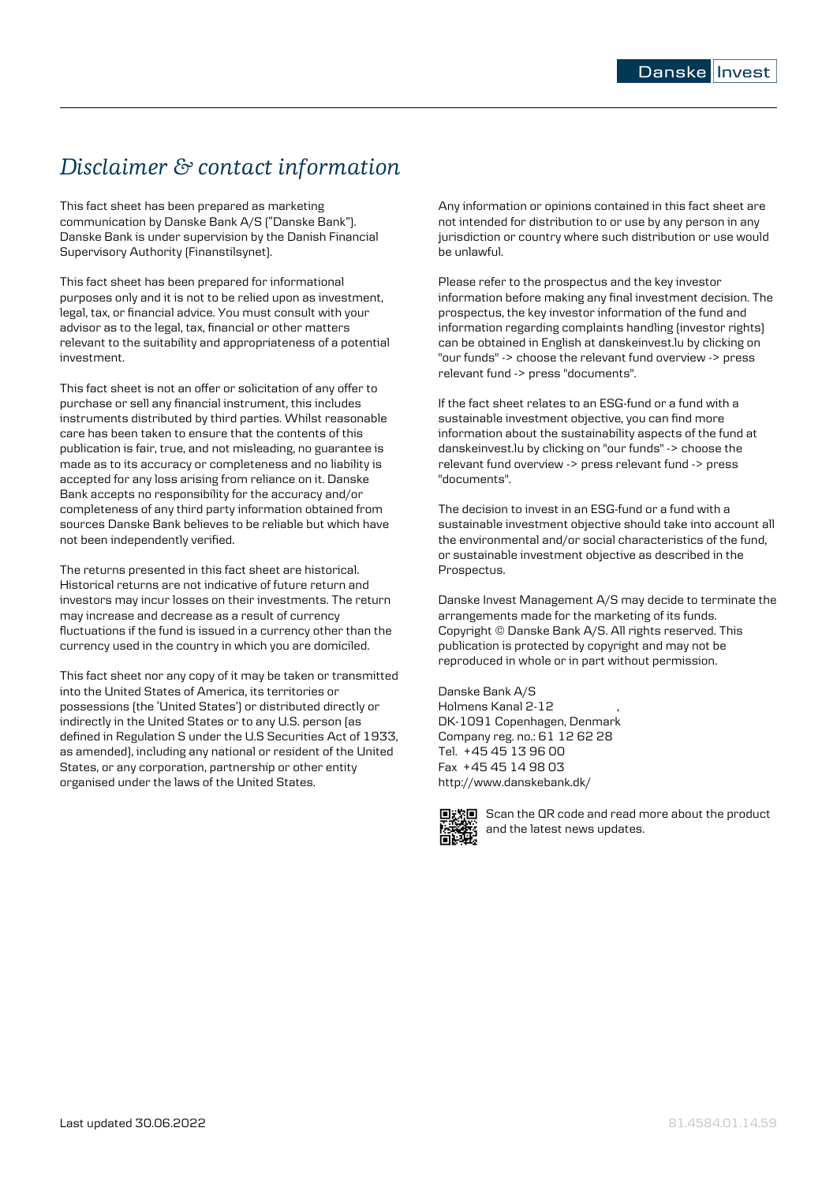# *Disclaimer & contact information*

This fact sheet has been prepared as marketing communication by Danske Bank A/S ("Danske Bank"). Danske Bank is under supervision by the Danish Financial Supervisory Authority (Finanstilsynet).

This fact sheet has been prepared for informational purposes only and it is not to be relied upon as investment, legal, tax, or financial advice. You must consult with your advisor as to the legal, tax, financial or other matters relevant to the suitability and appropriateness of a potential investment.

This fact sheet is not an offer or solicitation of any offer to purchase or sell any financial instrument, this includes instruments distributed by third parties. Whilst reasonable care has been taken to ensure that the contents of this publication is fair, true, and not misleading, no guarantee is made as to its accuracy or completeness and no liability is accepted for any loss arising from reliance on it. Danske Bank accepts no responsibility for the accuracy and/or completeness of any third party information obtained from sources Danske Bank believes to be reliable but which have not been independently verified.

The returns presented in this fact sheet are historical. Historical returns are not indicative of future return and investors may incur losses on their investments. The return may increase and decrease as a result of currency fluctuations if the fund is issued in a currency other than the currency used in the country in which you are domiciled.

This fact sheet nor any copy of it may be taken or transmitted into the United States of America, its territories or possessions (the 'United States') or distributed directly or indirectly in the United States or to any U.S. person (as defined in Regulation S under the U.S Securities Act of 1933, as amended), including any national or resident of the United States, or any corporation, partnership or other entity organised under the laws of the United States.

Any information or opinions contained in this fact sheet are not intended for distribution to or use by any person in any jurisdiction or country where such distribution or use would be unlawful.

Please refer to the prospectus and the key investor information before making any final investment decision. The prospectus, the key investor information of the fund and information regarding complaints handling (investor rights) can be obtained in English at danskeinvest.lu by clicking on "our funds" -> choose the relevant fund overview -> press relevant fund -> press "documents".

If the fact sheet relates to an ESG-fund or a fund with a sustainable investment objective, you can find more information about the sustainability aspects of the fund at danskeinvest.lu by clicking on "our funds" -> choose the relevant fund overview -> press relevant fund -> press "documents".

The decision to invest in an ESG-fund or a fund with a sustainable investment objective should take into account all the environmental and/or social characteristics of the fund, or sustainable investment objective as described in the Prospectus.

Danske Invest Management A/S may decide to terminate the arrangements made for the marketing of its funds. Copyright © Danske Bank A/S. All rights reserved. This publication is protected by copyright and may not be reproduced in whole or in part without permission.

Danske Bank A/S
Holmens Kanal 2-12
DK-1091 Copenhagen, Denmark
Company reg. no.: 61 12 62 28
Tel. +45 45 13 96 00
Fax +45 45 14 98 03
http://www.danskebank.dk/

Scan the QR code and read more about the product and the latest news updates.

Last updated 30.06.2022

81.4584.01.14.59